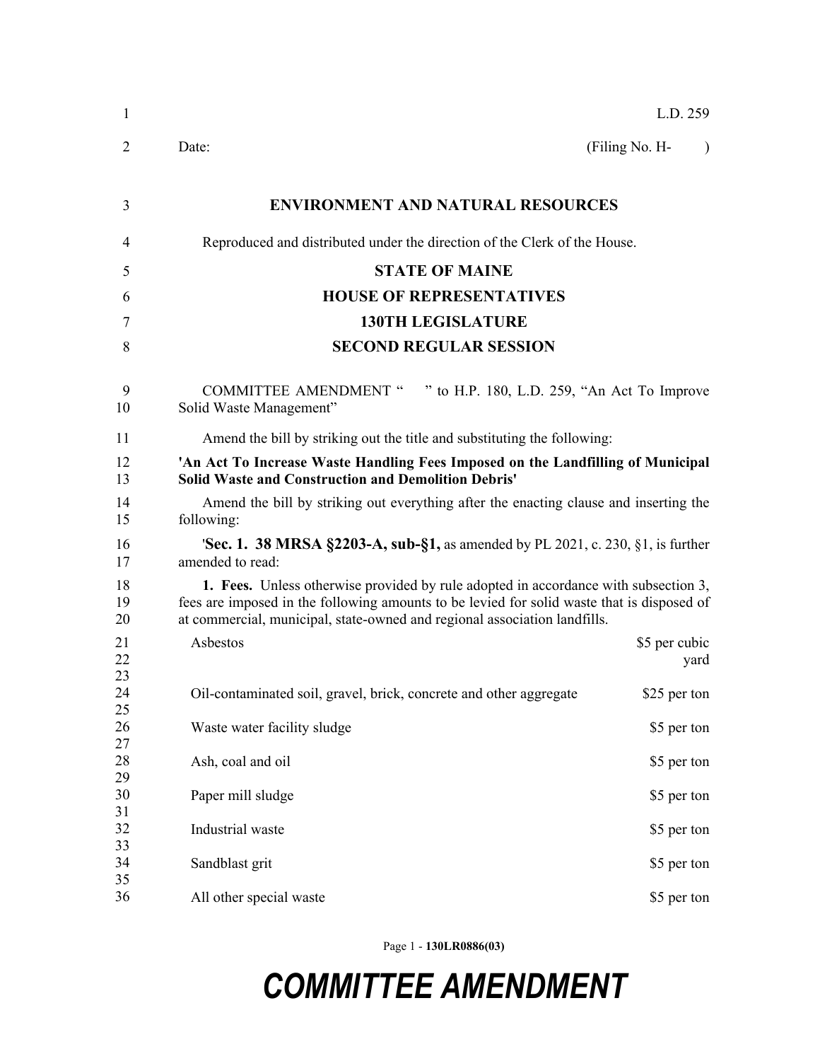L.D. 259

Date: (Filing No. H- )

**ENVIRONMENT AND NATURAL RESOURCES**

Reproduced and distributed under the direction of the Clerk of the House.

**STATE OF MAINE**

**HOUSE OF REPRESENTATIVES**

**130TH LEGISLATURE**

**SECOND REGULAR SESSION**

COMMITTEE AMENDMENT " " to H.P. 180, L.D. 259, "An Act To Improve Solid Waste Management"

Amend the bill by striking out the title and substituting the following:

**'An Act To Increase Waste Handling Fees Imposed on the Landfilling of Municipal Solid Waste and Construction and Demolition Debris'**

Amend the bill by striking out everything after the enacting clause and inserting the following:

'**Sec. 1. 38 MRSA §2203-A, sub-§1,** as amended by PL 2021, c. 230, §1, is further amended to read:

**1. Fees.** Unless otherwise provided by rule adopted in accordance with subsection 3, fees are imposed in the following amounts to be levied for solid waste that is disposed of at commercial, municipal, state-owned and regional association landfills.

| | |
|---|---|
| Asbestos | $5 per cubic yard |
| Oil-contaminated soil, gravel, brick, concrete and other aggregate | $25 per ton |
| Waste water facility sludge | $5 per ton |
| Ash, coal and oil | $5 per ton |
| Paper mill sludge | $5 per ton |
| Industrial waste | $5 per ton |
| Sandblast grit | $5 per ton |
| All other special waste | $5 per ton |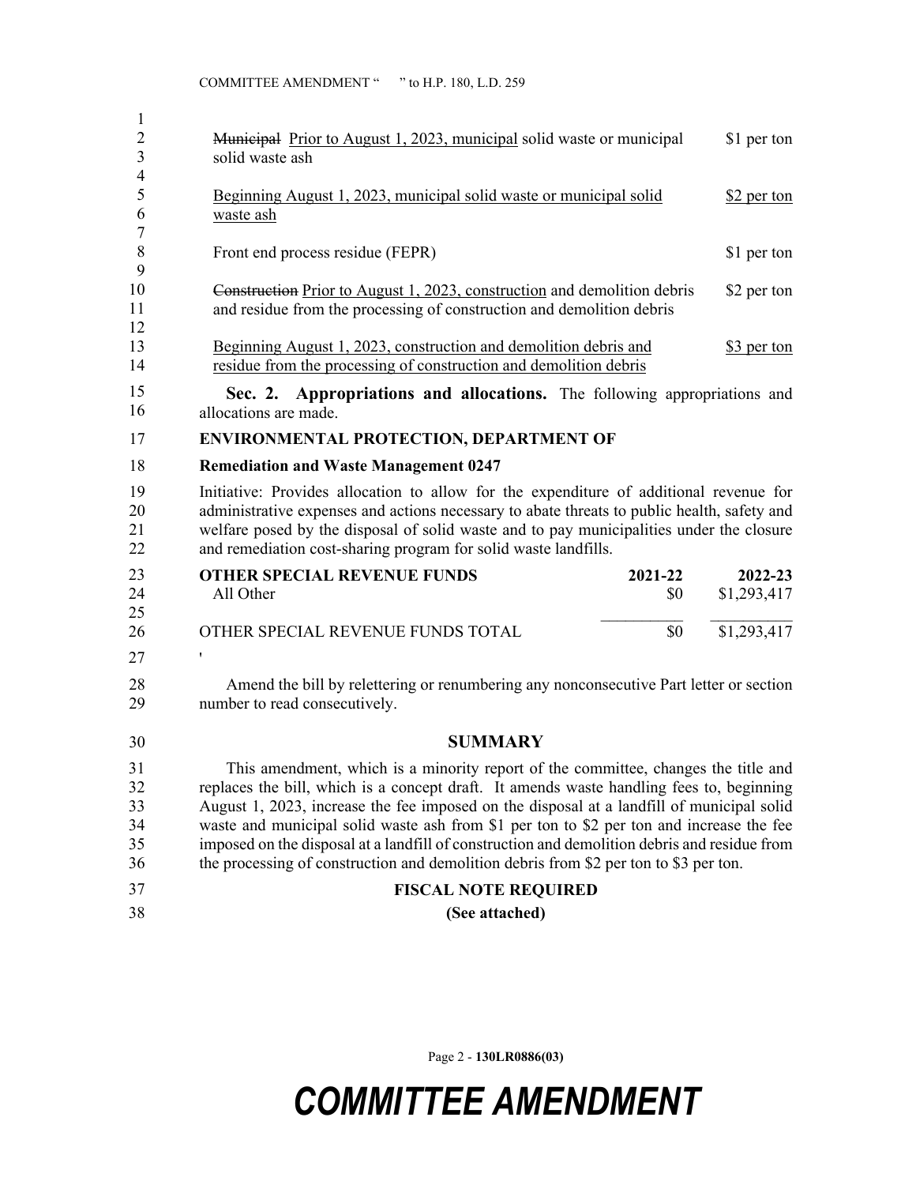COMMITTEE AMENDMENT " " to H.P. 180, L.D. 259

| | |
|---|---|
| ~~Municipal~~ Prior to August 1, 2023, municipal solid waste or municipal solid waste ash | $1 per ton |
| Beginning August 1, 2023, municipal solid waste or municipal solid waste ash | $2 per ton |
| Front end process residue (FEPR) | $1 per ton |
| ~~Construction~~ Prior to August 1, 2023, construction and demolition debris and residue from the processing of construction and demolition debris | $2 per ton |
| Beginning August 1, 2023, construction and demolition debris and residue from the processing of construction and demolition debris | $3 per ton |

**Sec. 2. Appropriations and allocations.** The following appropriations and allocations are made.

**ENVIRONMENTAL PROTECTION, DEPARTMENT OF**

**Remediation and Waste Management 0247**

Initiative: Provides allocation to allow for the expenditure of additional revenue for administrative expenses and actions necessary to abate threats to public health, safety and welfare posed by the disposal of solid waste and to pay municipalities under the closure and remediation cost-sharing program for solid waste landfills.

| OTHER SPECIAL REVENUE FUNDS | 2021-22 | 2022-23 |
|---|---|---|
| All Other | $0 | $1,293,417 |
| OTHER SPECIAL REVENUE FUNDS TOTAL | $0 | $1,293,417 |

'

Amend the bill by relettering or renumbering any nonconsecutive Part letter or section number to read consecutively.

## SUMMARY

This amendment, which is a minority report of the committee, changes the title and replaces the bill, which is a concept draft. It amends waste handling fees to, beginning August 1, 2023, increase the fee imposed on the disposal at a landfill of municipal solid waste and municipal solid waste ash from $1 per ton to $2 per ton and increase the fee imposed on the disposal at a landfill of construction and demolition debris and residue from the processing of construction and demolition debris from $2 per ton to $3 per ton.

**FISCAL NOTE REQUIRED**

**(See attached)**

Page 2 - **130LR0886(03)**

# *COMMITTEE AMENDMENT*